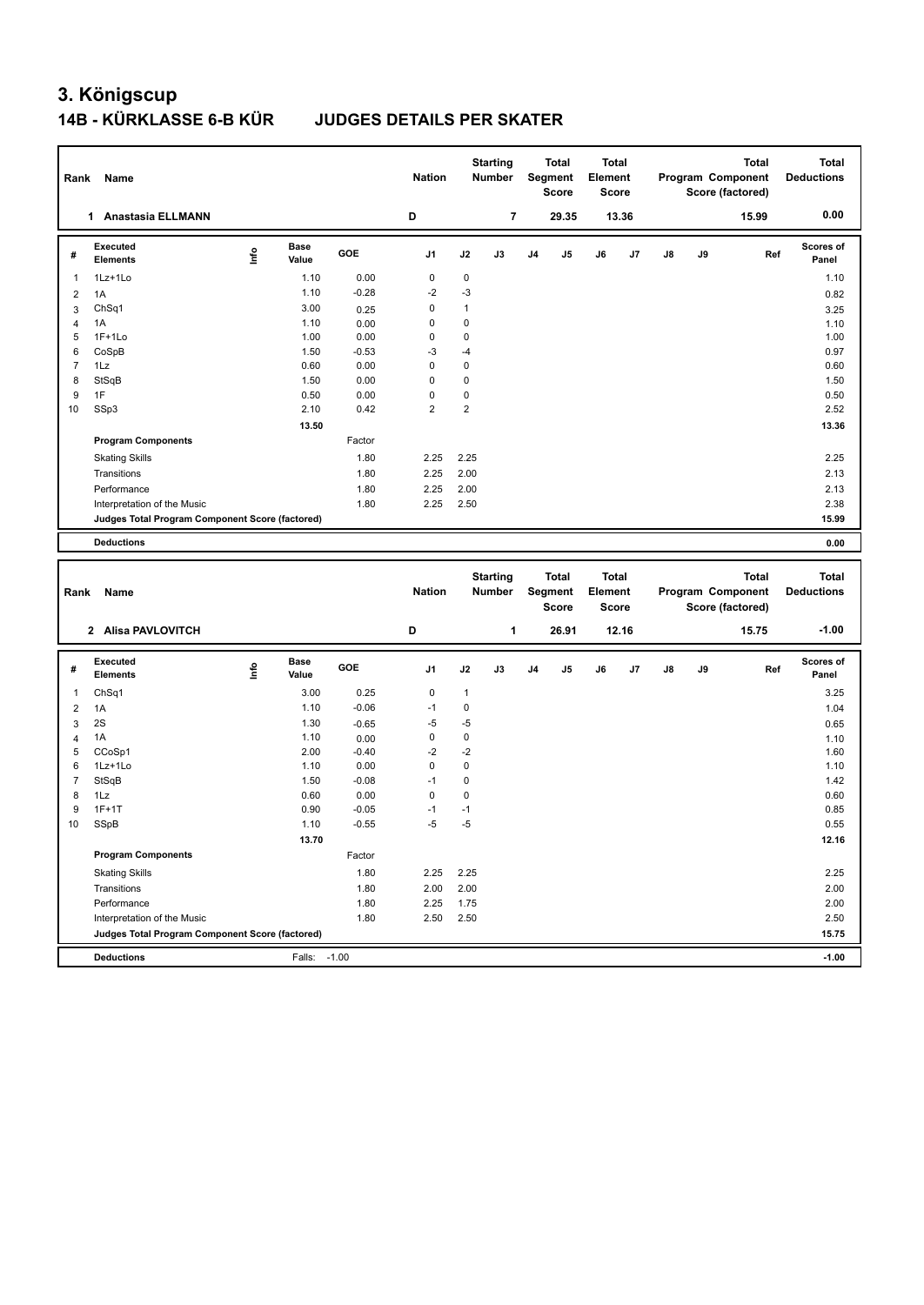# 3. Königscup

## 14B - KÜRKLASSE 6-B KÜR JUDGES DETAILS PER SKATER

| Rank | Name | Nation | Starting Number | Total Segment Score | Total Element Score | Total Program Component Score (factored) | Total Deductions |
|---|---|---|---|---|---|---|---|
| 1 | Anastasia ELLMANN | D | 7 | 29.35 | 13.36 | 15.99 | 0.00 |

| # | Executed Elements | Info | Base Value | GOE | J1 | J2 | J3 | J4 | J5 | J6 | J7 | J8 | J9 | Ref | Scores of Panel |
|---|---|---|---|---|---|---|---|---|---|---|---|---|---|---|---|
| 1 | 1Lz+1Lo | | 1.10 | 0.00 | 0 | 0 | | | | | | | | | 1.10 |
| 2 | 1A | | 1.10 | -0.28 | -2 | -3 | | | | | | | | | 0.82 |
| 3 | ChSq1 | | 3.00 | 0.25 | 0 | 1 | | | | | | | | | 3.25 |
| 4 | 1A | | 1.10 | 0.00 | 0 | 0 | | | | | | | | | 1.10 |
| 5 | 1F+1Lo | | 1.00 | 0.00 | 0 | 0 | | | | | | | | | 1.00 |
| 6 | CoSpB | | 1.50 | -0.53 | -3 | -4 | | | | | | | | | 0.97 |
| 7 | 1Lz | | 0.60 | 0.00 | 0 | 0 | | | | | | | | | 0.60 |
| 8 | StSqB | | 1.50 | 0.00 | 0 | 0 | | | | | | | | | 1.50 |
| 9 | 1F | | 0.50 | 0.00 | 0 | 0 | | | | | | | | | 0.50 |
| 10 | SSp3 | | 2.10 | 0.42 | 2 | 2 | | | | | | | | | 2.52 |
| | | | 13.50 | | | | | | | | | | | | 13.36 |
| | Program Components | | | Factor | | | | | | | | | | | |
| | Skating Skills | | | 1.80 | 2.25 | 2.25 | | | | | | | | | 2.25 |
| | Transitions | | | 1.80 | 2.25 | 2.00 | | | | | | | | | 2.13 |
| | Performance | | | 1.80 | 2.25 | 2.00 | | | | | | | | | 2.13 |
| | Interpretation of the Music | | | 1.80 | 2.25 | 2.50 | | | | | | | | | 2.38 |
| | Judges Total Program Component Score (factored) | | | | | | | | | | | | | | 15.99 |
| | Deductions | | | | | | | | | | | | | | 0.00 |

| Rank | Name | Nation | Starting Number | Total Segment Score | Total Element Score | Total Program Component Score (factored) | Total Deductions |
|---|---|---|---|---|---|---|---|
| 2 | Alisa PAVLOVITCH | D | 1 | 26.91 | 12.16 | 15.75 | -1.00 |

| # | Executed Elements | Info | Base Value | GOE | J1 | J2 | J3 | J4 | J5 | J6 | J7 | J8 | J9 | Ref | Scores of Panel |
|---|---|---|---|---|---|---|---|---|---|---|---|---|---|---|---|
| 1 | ChSq1 | | 3.00 | 0.25 | 0 | 1 | | | | | | | | | 3.25 |
| 2 | 1A | | 1.10 | -0.06 | -1 | 0 | | | | | | | | | 1.04 |
| 3 | 2S | | 1.30 | -0.65 | -5 | -5 | | | | | | | | | 0.65 |
| 4 | 1A | | 1.10 | 0.00 | 0 | 0 | | | | | | | | | 1.10 |
| 5 | CCoSp1 | | 2.00 | -0.40 | -2 | -2 | | | | | | | | | 1.60 |
| 6 | 1Lz+1Lo | | 1.10 | 0.00 | 0 | 0 | | | | | | | | | 1.10 |
| 7 | StSqB | | 1.50 | -0.08 | -1 | 0 | | | | | | | | | 1.42 |
| 8 | 1Lz | | 0.60 | 0.00 | 0 | 0 | | | | | | | | | 0.60 |
| 9 | 1F+1T | | 0.90 | -0.05 | -1 | -1 | | | | | | | | | 0.85 |
| 10 | SSpB | | 1.10 | -0.55 | -5 | -5 | | | | | | | | | 0.55 |
| | | | 13.70 | | | | | | | | | | | | 12.16 |
| | Program Components | | | Factor | | | | | | | | | | | |
| | Skating Skills | | | 1.80 | 2.25 | 2.25 | | | | | | | | | 2.25 |
| | Transitions | | | 1.80 | 2.00 | 2.00 | | | | | | | | | 2.00 |
| | Performance | | | 1.80 | 2.25 | 1.75 | | | | | | | | | 2.00 |
| | Interpretation of the Music | | | 1.80 | 2.50 | 2.50 | | | | | | | | | 2.50 |
| | Judges Total Program Component Score (factored) | | | | | | | | | | | | | | 15.75 |
| | Deductions | | Falls: | -1.00 | | | | | | | | | | | -1.00 |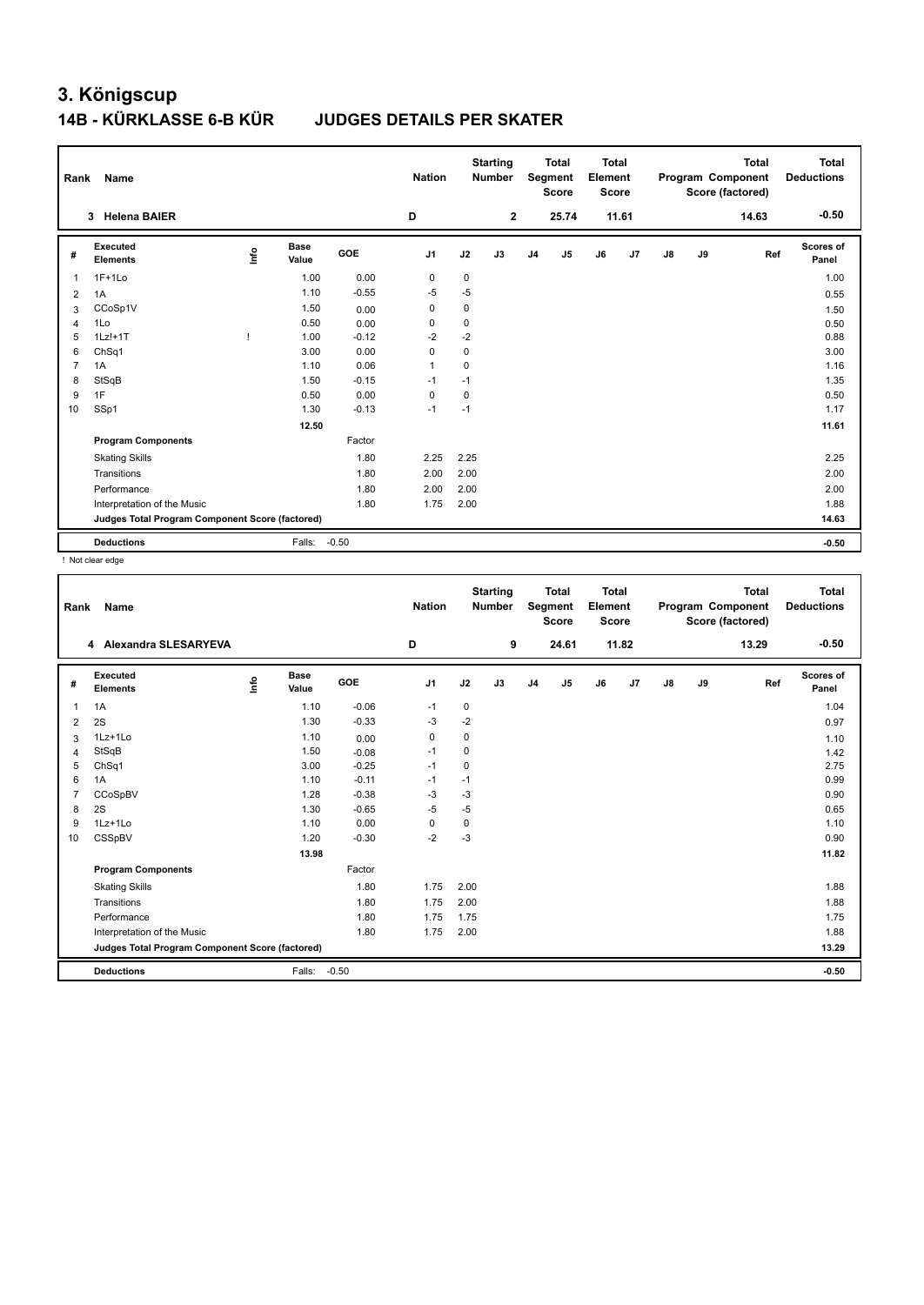# 3. Königscup

## 14B - KÜRKLASSE 6-B KÜR JUDGES DETAILS PER SKATER

| Rank | Name | Nation | Starting Number | Total Segment Score | Total Element Score | Total Program Component Score (factored) | Total Deductions |
|---|---|---|---|---|---|---|---|
| 3 | Helena BAIER | D | 2 | 25.74 | 11.61 | 14.63 | -0.50 |

| # | Executed Elements | Info | Base Value | GOE | J1 | J2 | J3 | J4 | J5 | J6 | J7 | J8 | J9 | Ref | Scores of Panel |
|---|---|---|---|---|---|---|---|---|---|---|---|---|---|---|---|
| 1 | 1F+1Lo | | 1.00 | 0.00 | 0 | 0 | | | | | | | | | 1.00 |
| 2 | 1A | | 1.10 | -0.55 | -5 | -5 | | | | | | | | | 0.55 |
| 3 | CCoSp1V | | 1.50 | 0.00 | 0 | 0 | | | | | | | | | 1.50 |
| 4 | 1Lo | | 0.50 | 0.00 | 0 | 0 | | | | | | | | | 0.50 |
| 5 | 1Lz!+1T | ! | 1.00 | -0.12 | -2 | -2 | | | | | | | | | 0.88 |
| 6 | ChSq1 | | 3.00 | 0.00 | 0 | 0 | | | | | | | | | 3.00 |
| 7 | 1A | | 1.10 | 0.06 | 1 | 0 | | | | | | | | | 1.16 |
| 8 | StSqB | | 1.50 | -0.15 | -1 | -1 | | | | | | | | | 1.35 |
| 9 | 1F | | 0.50 | 0.00 | 0 | 0 | | | | | | | | | 0.50 |
| 10 | SSp1 | | 1.30 | -0.13 | -1 | -1 | | | | | | | | | 1.17 |
| | | | 12.50 | | | | | | | | | | | | 11.61 |
| | **Program Components** | | | Factor | | | | | | | | | | | |
| | Skating Skills | | | 1.80 | 2.25 | 2.25 | | | | | | | | | 2.25 |
| | Transitions | | | 1.80 | 2.00 | 2.00 | | | | | | | | | 2.00 |
| | Performance | | | 1.80 | 2.00 | 2.00 | | | | | | | | | 2.00 |
| | Interpretation of the Music | | | 1.80 | 1.75 | 2.00 | | | | | | | | | 1.88 |
| | **Judges Total Program Component Score (factored)** | | | | | | | | | | | | | | 14.63 |
| | **Deductions** | | Falls: | -0.50 | | | | | | | | | | | -0.50 |

! Not clear edge

| Rank | Name | Nation | Starting Number | Total Segment Score | Total Element Score | Total Program Component Score (factored) | Total Deductions |
|---|---|---|---|---|---|---|---|
| 4 | Alexandra SLESARYEVA | D | 9 | 24.61 | 11.82 | 13.29 | -0.50 |

| # | Executed Elements | Info | Base Value | GOE | J1 | J2 | J3 | J4 | J5 | J6 | J7 | J8 | J9 | Ref | Scores of Panel |
|---|---|---|---|---|---|---|---|---|---|---|---|---|---|---|---|
| 1 | 1A | | 1.10 | -0.06 | -1 | 0 | | | | | | | | | 1.04 |
| 2 | 2S | | 1.30 | -0.33 | -3 | -2 | | | | | | | | | 0.97 |
| 3 | 1Lz+1Lo | | 1.10 | 0.00 | 0 | 0 | | | | | | | | | 1.10 |
| 4 | StSqB | | 1.50 | -0.08 | -1 | 0 | | | | | | | | | 1.42 |
| 5 | ChSq1 | | 3.00 | -0.25 | -1 | 0 | | | | | | | | | 2.75 |
| 6 | 1A | | 1.10 | -0.11 | -1 | -1 | | | | | | | | | 0.99 |
| 7 | CCoSpBV | | 1.28 | -0.38 | -3 | -3 | | | | | | | | | 0.90 |
| 8 | 2S | | 1.30 | -0.65 | -5 | -5 | | | | | | | | | 0.65 |
| 9 | 1Lz+1Lo | | 1.10 | 0.00 | 0 | 0 | | | | | | | | | 1.10 |
| 10 | CSSpBV | | 1.20 | -0.30 | -2 | -3 | | | | | | | | | 0.90 |
| | | | 13.98 | | | | | | | | | | | | 11.82 |
| | **Program Components** | | | Factor | | | | | | | | | | | |
| | Skating Skills | | | 1.80 | 1.75 | 2.00 | | | | | | | | | 1.88 |
| | Transitions | | | 1.80 | 1.75 | 2.00 | | | | | | | | | 1.88 |
| | Performance | | | 1.80 | 1.75 | 1.75 | | | | | | | | | 1.75 |
| | Interpretation of the Music | | | 1.80 | 1.75 | 2.00 | | | | | | | | | 1.88 |
| | **Judges Total Program Component Score (factored)** | | | | | | | | | | | | | | 13.29 |
| | **Deductions** | | Falls: | -0.50 | | | | | | | | | | | -0.50 |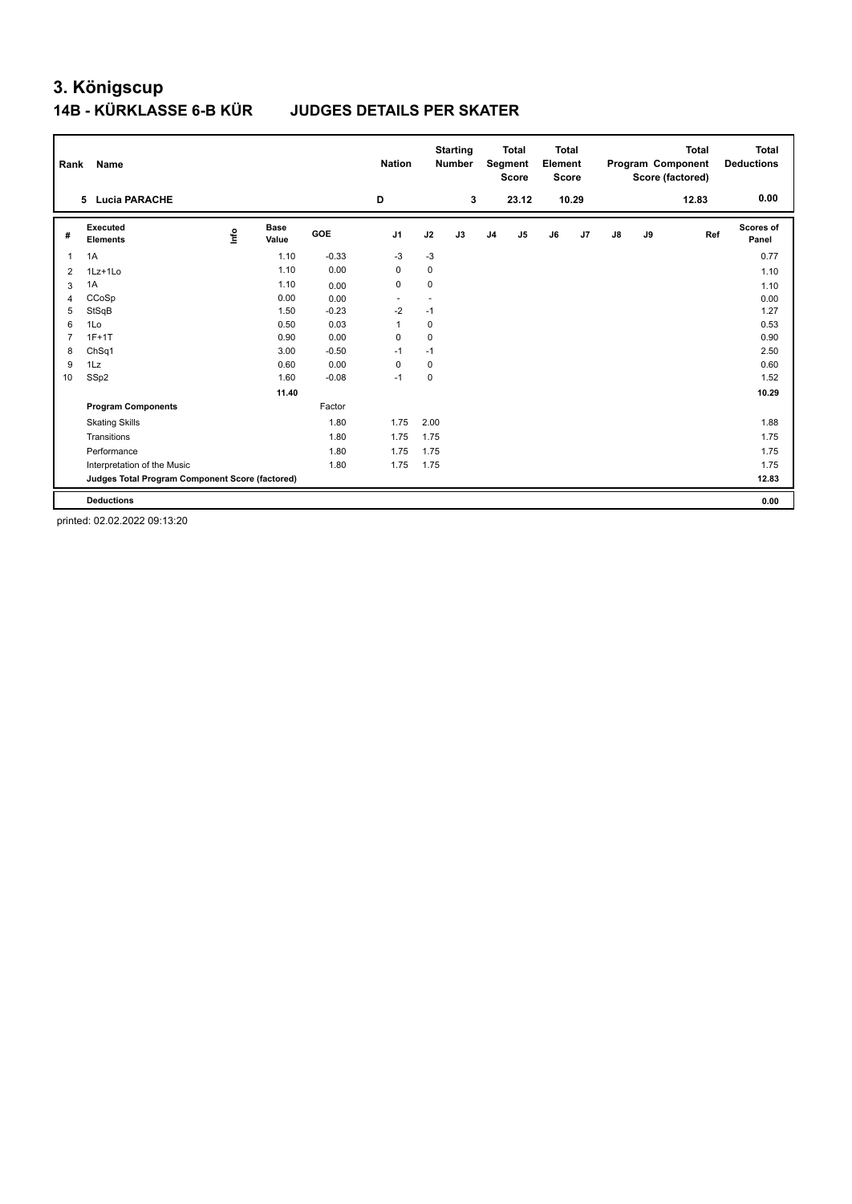# 3. Königscup

## 14B - KÜRKLASSE 6-B KÜR JUDGES DETAILS PER SKATER

| Rank | Name | Nation | Starting Number | Total Segment Score | Total Element Score | Total Program Component Score (factored) | Total Deductions |
|---|---|---|---|---|---|---|---|
| 5 | Lucia PARACHE | D | 3 | 23.12 | 10.29 | 12.83 | 0.00 |

| # | Executed Elements | Info | Base Value | GOE | J1 | J2 | J3 | J4 | J5 | J6 | J7 | J8 | J9 | Ref | Scores of Panel |
|---|---|---|---|---|---|---|---|---|---|---|---|---|---|---|---|
| 1 | 1A | | 1.10 | -0.33 | -3 | -3 | | | | | | | | | 0.77 |
| 2 | 1Lz+1Lo | | 1.10 | 0.00 | 0 | 0 | | | | | | | | | 1.10 |
| 3 | 1A | | 1.10 | 0.00 | 0 | 0 | | | | | | | | | 1.10 |
| 4 | CCoSp | | 0.00 | 0.00 | - | - | | | | | | | | | 0.00 |
| 5 | StSqB | | 1.50 | -0.23 | -2 | -1 | | | | | | | | | 1.27 |
| 6 | 1Lo | | 0.50 | 0.03 | 1 | 0 | | | | | | | | | 0.53 |
| 7 | 1F+1T | | 0.90 | 0.00 | 0 | 0 | | | | | | | | | 0.90 |
| 8 | ChSq1 | | 3.00 | -0.50 | -1 | -1 | | | | | | | | | 2.50 |
| 9 | 1Lz | | 0.60 | 0.00 | 0 | 0 | | | | | | | | | 0.60 |
| 10 | SSp2 | | 1.60 | -0.08 | -1 | 0 | | | | | | | | | 1.52 |
| | | | 11.40 | | | | | | | | | | | | 10.29 |
| | **Program Components** | | | Factor | | | | | | | | | | | |
| | Skating Skills | | | 1.80 | 1.75 | 2.00 | | | | | | | | | 1.88 |
| | Transitions | | | 1.80 | 1.75 | 1.75 | | | | | | | | | 1.75 |
| | Performance | | | 1.80 | 1.75 | 1.75 | | | | | | | | | 1.75 |
| | Interpretation of the Music | | | 1.80 | 1.75 | 1.75 | | | | | | | | | 1.75 |
| | **Judges Total Program Component Score (factored)** | | | | | | | | | | | | | | 12.83 |
| | **Deductions** | | | | | | | | | | | | | | 0.00 |

printed: 02.02.2022 09:13:20